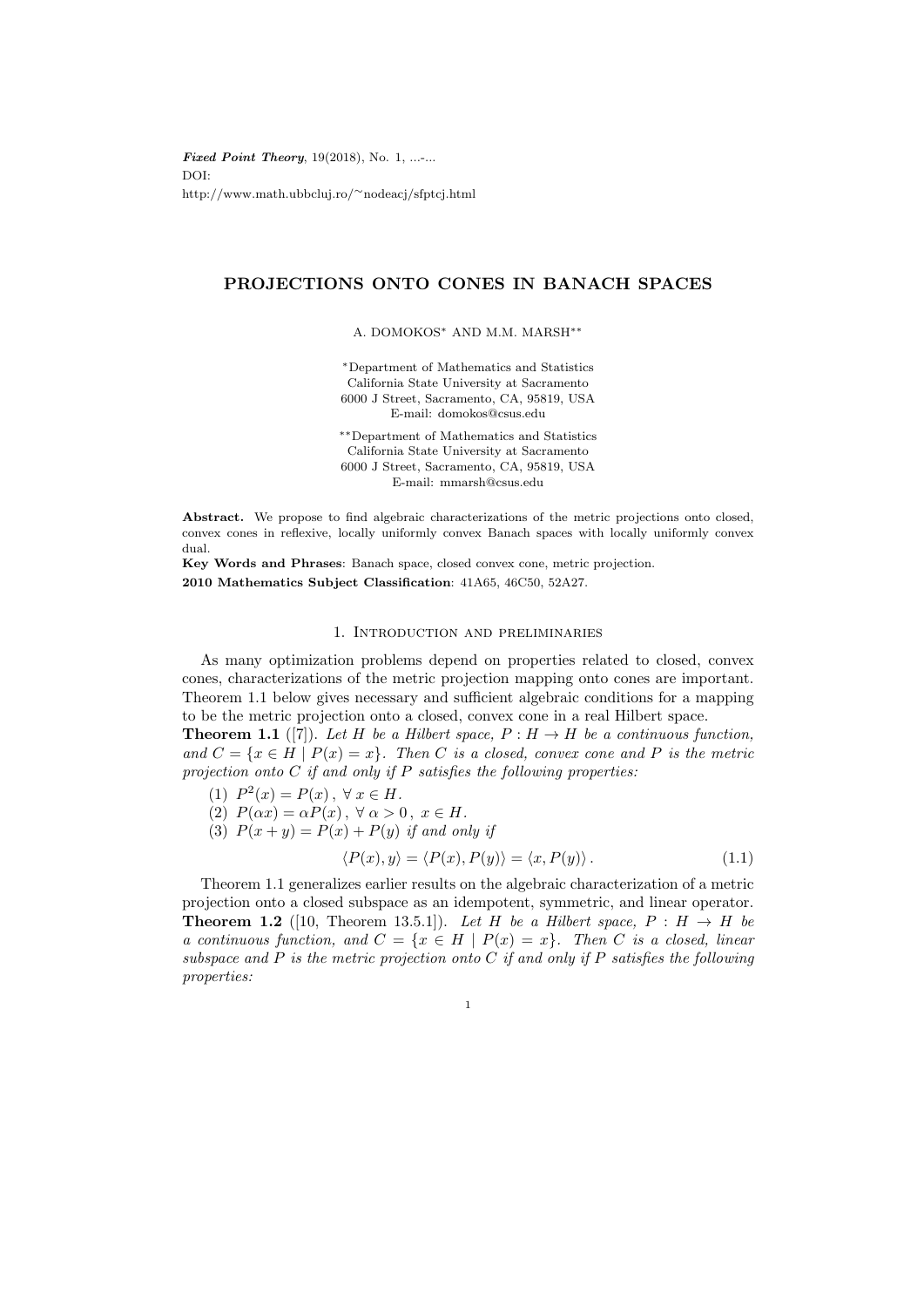# PROJECTIONS ONTO CONES IN BANACH SPACES

A. DOMOKOS[*] AND M.M. MARSH[**]

[*]Department of Mathematics and Statistics
California State University at Sacramento
6000 J Street, Sacramento, CA, 95819, USA
E-mail: domokos@csus.edu

[**]Department of Mathematics and Statistics
California State University at Sacramento
6000 J Street, Sacramento, CA, 95819, USA
E-mail: mmarsh@csus.edu

**Abstract.** We propose to find algebraic characterizations of the metric projections onto closed, convex cones in reflexive, locally uniformly convex Banach spaces with locally uniformly convex dual.

**Key Words and Phrases**: Banach space, closed convex cone, metric projection.

**2010 Mathematics Subject Classification**: 41A65, 46C50, 52A27.

## 1. Introduction and preliminaries

As many optimization problems depend on properties related to closed, convex cones, characterizations of the metric projection mapping onto cones are important. Theorem 1.1 below gives necessary and sufficient algebraic conditions for a mapping to be the metric projection onto a closed, convex cone in a real Hilbert space.

**Theorem 1.1** ([7]). *Let $H$ be a Hilbert space, $P : H \to H$ be a continuous function, and $C = \{x \in H \mid P(x) = x\}$. Then $C$ is a closed, convex cone and $P$ is the metric projection onto $C$ if and only if $P$ satisfies the following properties:*

1. $P^2(x) = P(x)\,,\ \forall\, x \in H$.
2. $P(\alpha x) = \alpha P(x)\,,\ \forall\, \alpha > 0\,,\ x \in H$.
3. $P(x + y) = P(x) + P(y)$ *if and only if*

$$\langle P(x), y\rangle = \langle P(x), P(y)\rangle = \langle x, P(y)\rangle\,. \tag{1.1}$$

Theorem 1.1 generalizes earlier results on the algebraic characterization of a metric projection onto a closed subspace as an idempotent, symmetric, and linear operator.

**Theorem 1.2** ([10, Theorem 13.5.1]). *Let $H$ be a Hilbert space, $P : H \to H$ be a continuous function, and $C = \{x \in H \mid P(x) = x\}$. Then $C$ is a closed, linear subspace and $P$ is the metric projection onto $C$ if and only if $P$ satisfies the following properties:*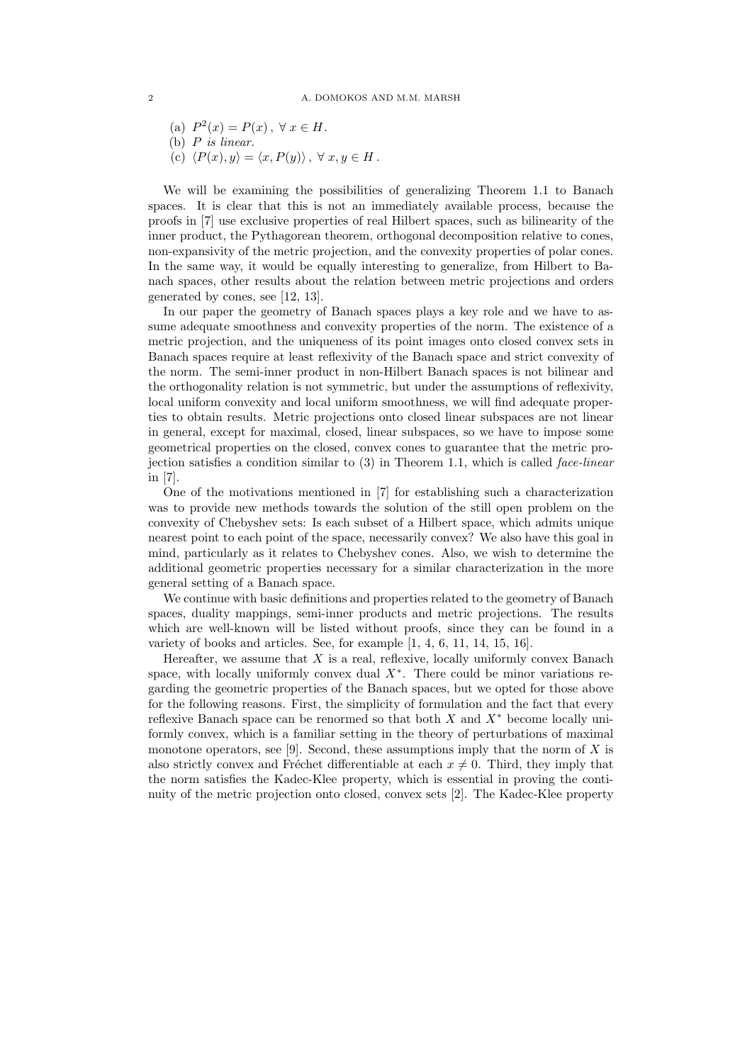(a) $P^2(x) = P(x)\,,\ \forall\, x \in H$.
(b) $P$ *is linear.*
(c) $\langle P(x), y\rangle = \langle x, P(y)\rangle\,,\ \forall\, x, y \in H\,.$

We will be examining the possibilities of generalizing Theorem 1.1 to Banach spaces. It is clear that this is not an immediately available process, because the proofs in [7] use exclusive properties of real Hilbert spaces, such as bilinearity of the inner product, the Pythagorean theorem, orthogonal decomposition relative to cones, non-expansivity of the metric projection, and the convexity properties of polar cones. In the same way, it would be equally interesting to generalize, from Hilbert to Banach spaces, other results about the relation between metric projections and orders generated by cones, see [12, 13].

In our paper the geometry of Banach spaces plays a key role and we have to assume adequate smoothness and convexity properties of the norm. The existence of a metric projection, and the uniqueness of its point images onto closed convex sets in Banach spaces require at least reflexivity of the Banach space and strict convexity of the norm. The semi-inner product in non-Hilbert Banach spaces is not bilinear and the orthogonality relation is not symmetric, but under the assumptions of reflexivity, local uniform convexity and local uniform smoothness, we will find adequate properties to obtain results. Metric projections onto closed linear subspaces are not linear in general, except for maximal, closed, linear subspaces, so we have to impose some geometrical properties on the closed, convex cones to guarantee that the metric projection satisfies a condition similar to (3) in Theorem 1.1, which is called *face-linear* in [7].

One of the motivations mentioned in [7] for establishing such a characterization was to provide new methods towards the solution of the still open problem on the convexity of Chebyshev sets: Is each subset of a Hilbert space, which admits unique nearest point to each point of the space, necessarily convex? We also have this goal in mind, particularly as it relates to Chebyshev cones. Also, we wish to determine the additional geometric properties necessary for a similar characterization in the more general setting of a Banach space.

We continue with basic definitions and properties related to the geometry of Banach spaces, duality mappings, semi-inner products and metric projections. The results which are well-known will be listed without proofs, since they can be found in a variety of books and articles. See, for example [1, 4, 6, 11, 14, 15, 16].

Hereafter, we assume that $X$ is a real, reflexive, locally uniformly convex Banach space, with locally uniformly convex dual $X^*$. There could be minor variations regarding the geometric properties of the Banach spaces, but we opted for those above for the following reasons. First, the simplicity of formulation and the fact that every reflexive Banach space can be renormed so that both $X$ and $X^*$ become locally uniformly convex, which is a familiar setting in the theory of perturbations of maximal monotone operators, see [9]. Second, these assumptions imply that the norm of $X$ is also strictly convex and Fréchet differentiable at each $x \neq 0$. Third, they imply that the norm satisfies the Kadec-Klee property, which is essential in proving the continuity of the metric projection onto closed, convex sets [2]. The Kadec-Klee property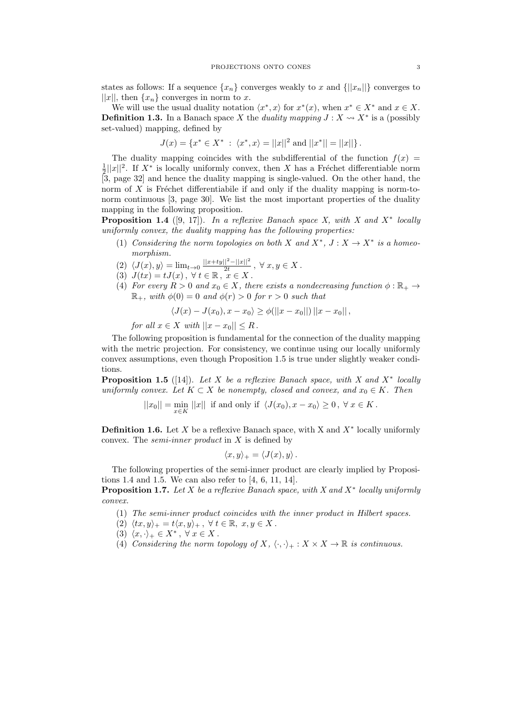states as follows: If a sequence $\{x_n\}$ converges weakly to $x$ and $\{||x_n||\}$ converges to $||x||$, then $\{x_n\}$ converges in norm to $x$.

We will use the usual duality notation $\langle x^*, x\rangle$ for $x^*(x)$, when $x^* \in X^*$ and $x \in X$.

**Definition 1.3.** In a Banach space $X$ the *duality mapping* $J : X \rightsquigarrow X^*$ is a (possibly set-valued) mapping, defined by

$$J(x) = \{x^* \in X^* \,:\, \langle x^*, x\rangle = ||x||^2 \text{ and } ||x^*|| = ||x||\}\,.$$

The duality mapping coincides with the subdifferential of the function $f(x) = \frac{1}{2}||x||^2$. If $X^*$ is locally uniformly convex, then $X$ has a Fréchet differentiable norm [3, page 32] and hence the duality mapping is single-valued. On the other hand, the norm of $X$ is Fréchet differentiabile if and only if the duality mapping is norm-to-norm continuous [3, page 30]. We list the most important properties of the duality mapping in the following proposition.

**Proposition 1.4** ([9, 17]). *In a reflexive Banach space X, with X and $X^*$ locally uniformly convex, the duality mapping has the following properties:*

1. *Considering the norm topologies on both X and $X^*$, $J : X \to X^*$ is a homeomorphism.*
2. $\langle J(x), y\rangle = \lim_{t\to 0} \frac{||x+ty||^2 - ||x||^2}{2t}\,,\ \forall\, x, y \in X\,.$
3. $J(tx) = tJ(x)\,,\ \forall\, t \in \mathbb{R}\,,\ x \in X\,.$
4. *For every $R > 0$ and $x_0 \in X$, there exists a nondecreasing function $\phi : \mathbb{R}_+ \to \mathbb{R}_+$, with $\phi(0) = 0$ and $\phi(r) > 0$ for $r > 0$ such that*

$$\langle J(x) - J(x_0), x - x_0\rangle \geq \phi(||x - x_0||)\, ||x - x_0||\,,$$

*for all $x \in X$ with $||x - x_0|| \leq R$.*

The following proposition is fundamental for the connection of the duality mapping with the metric projection. For consistency, we continue using our locally uniformly convex assumptions, even though Proposition 1.5 is true under slightly weaker conditions.

**Proposition 1.5** ([14]). *Let X be a reflexive Banach space, with X and $X^*$ locally uniformly convex. Let $K \subset X$ be nonempty, closed and convex, and $x_0 \in K$. Then*

$$||x_0|| = \min_{x\in K} ||x|| \ \text{ if and only if } \ \langle J(x_0), x - x_0\rangle \geq 0\,,\ \forall\, x \in K\,.$$

**Definition 1.6.** Let $X$ be a reflexive Banach space, with X and $X^*$ locally uniformly convex. The *semi-inner product* in $X$ is defined by

$$\langle x, y\rangle_+ = \langle J(x), y\rangle\,.$$

The following properties of the semi-inner product are clearly implied by Propositions 1.4 and 1.5. We can also refer to [4, 6, 11, 14].

**Proposition 1.7.** *Let X be a reflexive Banach space, with X and $X^*$ locally uniformly convex.*

1. *The semi-inner product coincides with the inner product in Hilbert spaces.*
2. $\langle tx, y\rangle_+ = t\langle x, y\rangle_+\,,\ \forall\, t \in \mathbb{R},\ x, y \in X\,.$
3. $\langle x, \cdot\rangle_+ \in X^*\,,\ \forall\, x \in X\,.$
4. *Considering the norm topology of X, $\langle\cdot,\cdot\rangle_+ : X \times X \to \mathbb{R}$ is continuous.*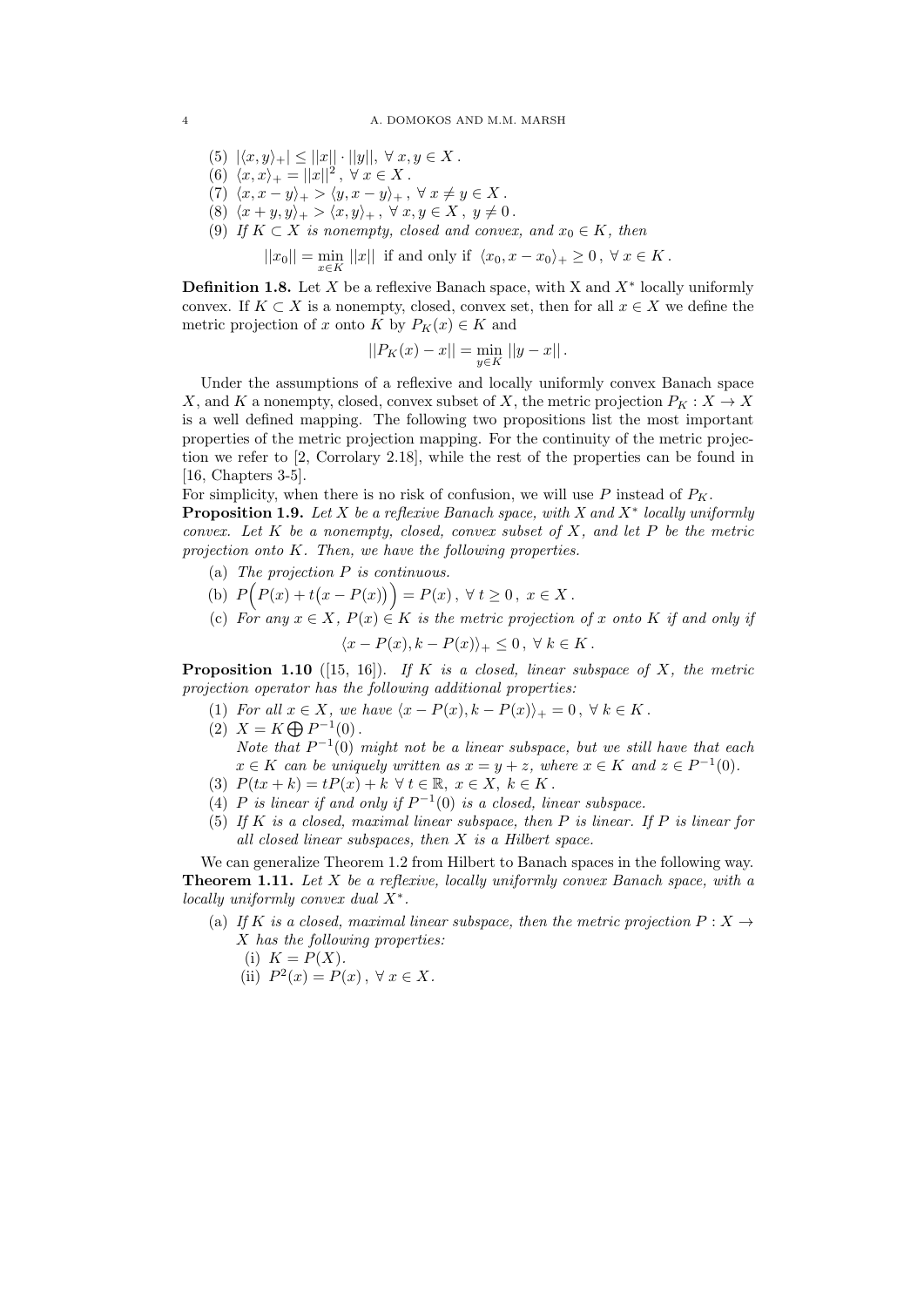(5) $|\langle x, y\rangle_+| \leq ||x|| \cdot ||y||, \ \forall\, x, y \in X$.

(6) $\langle x, x\rangle_+ = ||x||^2, \ \forall\, x \in X$.

(7) $\langle x, x-y\rangle_+ > \langle y, x-y\rangle_+, \ \forall\, x \neq y \in X$.

(8) $\langle x+y, y\rangle_+ > \langle x, y\rangle_+, \ \forall\, x, y \in X, \ y \neq 0$.

(9) *If $K \subset X$ is nonempty, closed and convex, and $x_0 \in K$, then*

$$||x_0|| = \min_{x \in K} ||x|| \text{ if and only if } \langle x_0, x - x_0\rangle_+ \geq 0, \ \forall\, x \in K.$$

**Definition 1.8.** Let $X$ be a reflexive Banach space, with X and $X^*$ locally uniformly convex. If $K \subset X$ is a nonempty, closed, convex set, then for all $x \in X$ we define the metric projection of $x$ onto $K$ by $P_K(x) \in K$ and

$$||P_K(x) - x|| = \min_{y \in K} ||y - x||.$$

Under the assumptions of a reflexive and locally uniformly convex Banach space $X$, and $K$ a nonempty, closed, convex subset of $X$, the metric projection $P_K : X \to X$ is a well defined mapping. The following two propositions list the most important properties of the metric projection mapping. For the continuity of the metric projection we refer to [2, Corrolary 2.18], while the rest of the properties can be found in [16, Chapters 3-5].

For simplicity, when there is no risk of confusion, we will use $P$ instead of $P_K$.

**Proposition 1.9.** *Let $X$ be a reflexive Banach space, with $X$ and $X^*$ locally uniformly convex. Let $K$ be a nonempty, closed, convex subset of $X$, and let $P$ be the metric projection onto $K$. Then, we have the following properties.*

(a) *The projection $P$ is continuous.*

(b) $P\Big(P(x) + t\big(x - P(x)\big)\Big) = P(x), \ \forall\, t \geq 0, \ x \in X$.

(c) *For any $x \in X$, $P(x) \in K$ is the metric projection of $x$ onto $K$ if and only if*

$$\langle x - P(x), k - P(x)\rangle_+ \leq 0, \ \forall\, k \in K.$$

**Proposition 1.10** ([15, 16]). *If $K$ is a closed, linear subspace of $X$, the metric projection operator has the following additional properties:*

(1) *For all $x \in X$, we have $\langle x - P(x), k - P(x)\rangle_+ = 0, \ \forall\, k \in K$.*

(2) $X = K \bigoplus P^{-1}(0)$.
*Note that $P^{-1}(0)$ might not be a linear subspace, but we still have that each $x \in K$ can be uniquely written as $x = y + z$, where $x \in K$ and $z \in P^{-1}(0)$.*

(3) $P(tx + k) = tP(x) + k \ \forall\, t \in \mathbb{R}, \ x \in X, \ k \in K$.

(4) *$P$ is linear if and only if $P^{-1}(0)$ is a closed, linear subspace.*

(5) *If $K$ is a closed, maximal linear subspace, then $P$ is linear. If $P$ is linear for all closed linear subspaces, then $X$ is a Hilbert space.*

We can generalize Theorem 1.2 from Hilbert to Banach spaces in the following way.

**Theorem 1.11.** *Let $X$ be a reflexive, locally uniformly convex Banach space, with a locally uniformly convex dual $X^*$.*

(a) *If $K$ is a closed, maximal linear subspace, then the metric projection $P : X \to X$ has the following properties:*

  (i) $K = P(X)$.

  (ii) $P^2(x) = P(x), \ \forall\, x \in X$.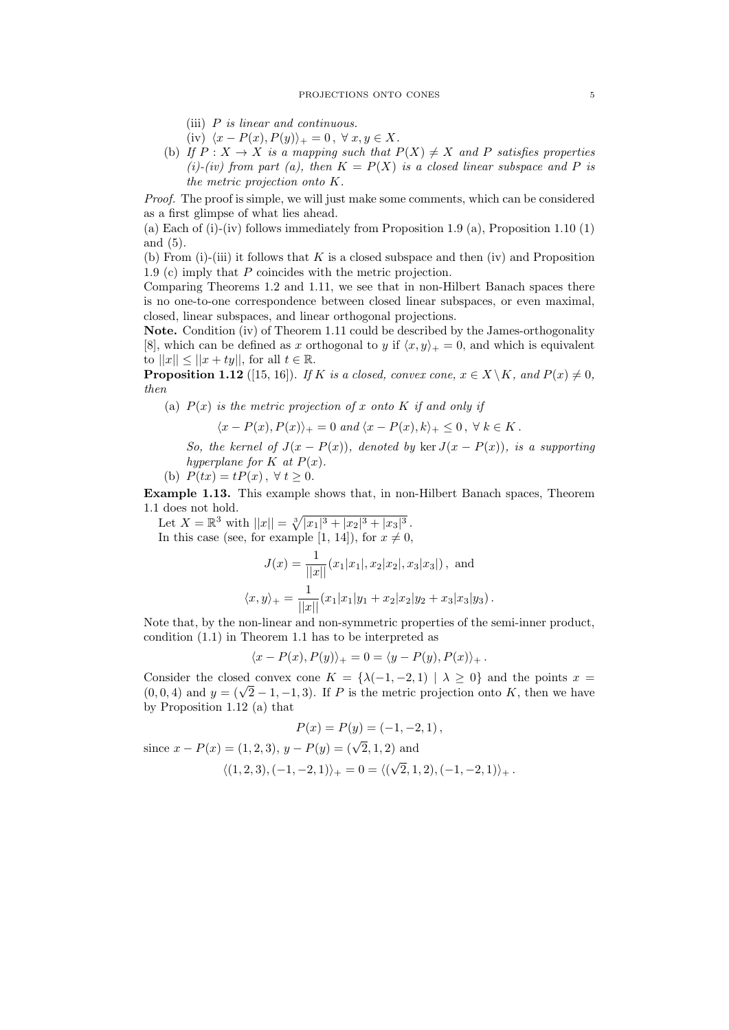(iii) *$P$ is linear and continuous.*

(iv) $\langle x - P(x), P(y)\rangle_+ = 0\,,\ \forall\, x, y \in X$.

(b) *If $P : X \to X$ is a mapping such that $P(X) \neq X$ and $P$ satisfies properties (i)-(iv) from part (a), then $K = P(X)$ is a closed linear subspace and $P$ is the metric projection onto $K$.*

*Proof.* The proof is simple, we will just make some comments, which can be considered as a first glimpse of what lies ahead.

(a) Each of (i)-(iv) follows immediately from Proposition 1.9 (a), Proposition 1.10 (1) and (5).

(b) From (i)-(iii) it follows that $K$ is a closed subspace and then (iv) and Proposition 1.9 (c) imply that $P$ coincides with the metric projection.

Comparing Theorems 1.2 and 1.11, we see that in non-Hilbert Banach spaces there is no one-to-one correspondence between closed linear subspaces, or even maximal, closed, linear subspaces, and linear orthogonal projections.

**Note.** Condition (iv) of Theorem 1.11 could be described by the James-orthogonality [8], which can be defined as $x$ orthogonal to $y$ if $\langle x, y\rangle_+ = 0$, and which is equivalent to $||x|| \leq ||x + ty||$, for all $t \in \mathbb{R}$.

**Proposition 1.12** ([15, 16]). *If $K$ is a closed, convex cone, $x \in X \setminus K$, and $P(x) \neq 0$, then*

(a) *$P(x)$ is the metric projection of $x$ onto $K$ if and only if*

$$\langle x - P(x), P(x)\rangle_+ = 0 \text{ and } \langle x - P(x), k\rangle_+ \leq 0\,,\ \forall\, k \in K\,.$$

*So, the kernel of $J(x - P(x))$, denoted by $\ker J(x - P(x))$, is a supporting hyperplane for $K$ at $P(x)$.*

(b) $P(tx) = tP(x)\,,\ \forall\, t \geq 0$.

**Example 1.13.** This example shows that, in non-Hilbert Banach spaces, Theorem 1.1 does not hold.

Let $X = \mathbb{R}^3$ with $||x|| = \sqrt[3]{|x_1|^3 + |x_2|^3 + |x_3|^3}\,$.

In this case (see, for example [1, 14]), for $x \neq 0$,

$$J(x) = \frac{1}{||x||}(x_1|x_1|, x_2|x_2|, x_3|x_3|)\,, \text{ and}$$

$$\langle x, y\rangle_+ = \frac{1}{||x||}(x_1|x_1|y_1 + x_2|x_2|y_2 + x_3|x_3|y_3)\,.$$

Note that, by the non-linear and non-symmetric properties of the semi-inner product, condition (1.1) in Theorem 1.1 has to be interpreted as

$$\langle x - P(x), P(y)\rangle_+ = 0 = \langle y - P(y), P(x)\rangle_+\,.$$

Consider the closed convex cone $K = \{\lambda(-1, -2, 1) \mid \lambda \geq 0\}$ and the points $x = (0, 0, 4)$ and $y = (\sqrt{2} - 1, -1, 3)$. If $P$ is the metric projection onto $K$, then we have by Proposition 1.12 (a) that

$$P(x) = P(y) = (-1, -2, 1)\,,$$

since $x - P(x) = (1, 2, 3)$, $y - P(y) = (\sqrt{2}, 1, 2)$ and

$$\langle (1, 2, 3), (-1, -2, 1)\rangle_+ = 0 = \langle (\sqrt{2}, 1, 2), (-1, -2, 1)\rangle_+\,.$$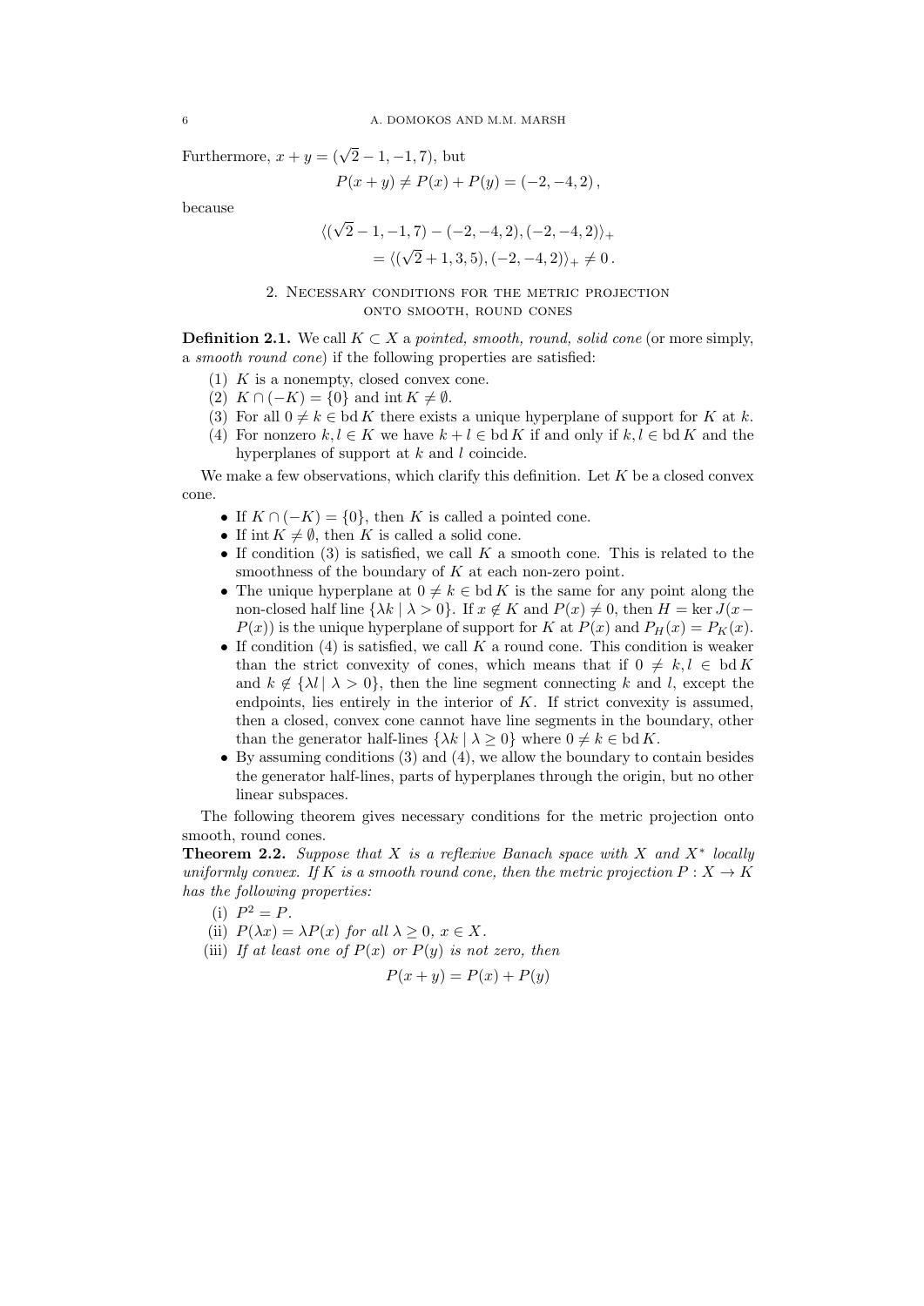Furthermore, $x + y = (\sqrt{2} - 1, -1, 7)$, but

$$P(x + y) \neq P(x) + P(y) = (-2, -4, 2)\,,$$

because

$$\begin{aligned}\langle(\sqrt{2} - 1, -1, 7) - (-2, -4, 2), (-2, -4, 2)\rangle_+ \\ = \langle(\sqrt{2} + 1, 3, 5), (-2, -4, 2)\rangle_+ \neq 0\,.\end{aligned}$$

## 2. Necessary conditions for the metric projection onto smooth, round cones

**Definition 2.1.** We call $K \subset X$ a *pointed, smooth, round, solid cone* (or more simply, a *smooth round cone*) if the following properties are satisfied:

1. $K$ is a nonempty, closed convex cone.
2. $K \cap (-K) = \{0\}$ and $\operatorname{int} K \neq \emptyset$.
3. For all $0 \neq k \in \operatorname{bd} K$ there exists a unique hyperplane of support for $K$ at $k$.
4. For nonzero $k, l \in K$ we have $k + l \in \operatorname{bd} K$ if and only if $k, l \in \operatorname{bd} K$ and the hyperplanes of support at $k$ and $l$ coincide.

We make a few observations, which clarify this definition. Let $K$ be a closed convex cone.

- If $K \cap (-K) = \{0\}$, then $K$ is called a pointed cone.
- If $\operatorname{int} K \neq \emptyset$, then $K$ is called a solid cone.
- If condition (3) is satisfied, we call $K$ a smooth cone. This is related to the smoothness of the boundary of $K$ at each non-zero point.
- The unique hyperplane at $0 \neq k \in \operatorname{bd} K$ is the same for any point along the non-closed half line $\{\lambda k \mid \lambda > 0\}$. If $x \notin K$ and $P(x) \neq 0$, then $H = \ker J(x - P(x))$ is the unique hyperplane of support for $K$ at $P(x)$ and $P_H(x) = P_K(x)$.
- If condition (4) is satisfied, we call $K$ a round cone. This condition is weaker than the strict convexity of cones, which means that if $0 \neq k, l \in \operatorname{bd} K$ and $k \notin \{\lambda l \mid \lambda > 0\}$, then the line segment connecting $k$ and $l$, except the endpoints, lies entirely in the interior of $K$. If strict convexity is assumed, then a closed, convex cone cannot have line segments in the boundary, other than the generator half-lines $\{\lambda k \mid \lambda \geq 0\}$ where $0 \neq k \in \operatorname{bd} K$.
- By assuming conditions (3) and (4), we allow the boundary to contain besides the generator half-lines, parts of hyperplanes through the origin, but no other linear subspaces.

The following theorem gives necessary conditions for the metric projection onto smooth, round cones.

**Theorem 2.2.** *Suppose that $X$ is a reflexive Banach space with $X$ and $X^*$ locally uniformly convex. If $K$ is a smooth round cone, then the metric projection $P : X \to K$ has the following properties:*

(i) $P^2 = P$.

(ii) $P(\lambda x) = \lambda P(x)$ *for all* $\lambda \geq 0$, $x \in X$.

(iii) *If at least one of $P(x)$ or $P(y)$ is not zero, then*

$$P(x + y) = P(x) + P(y)$$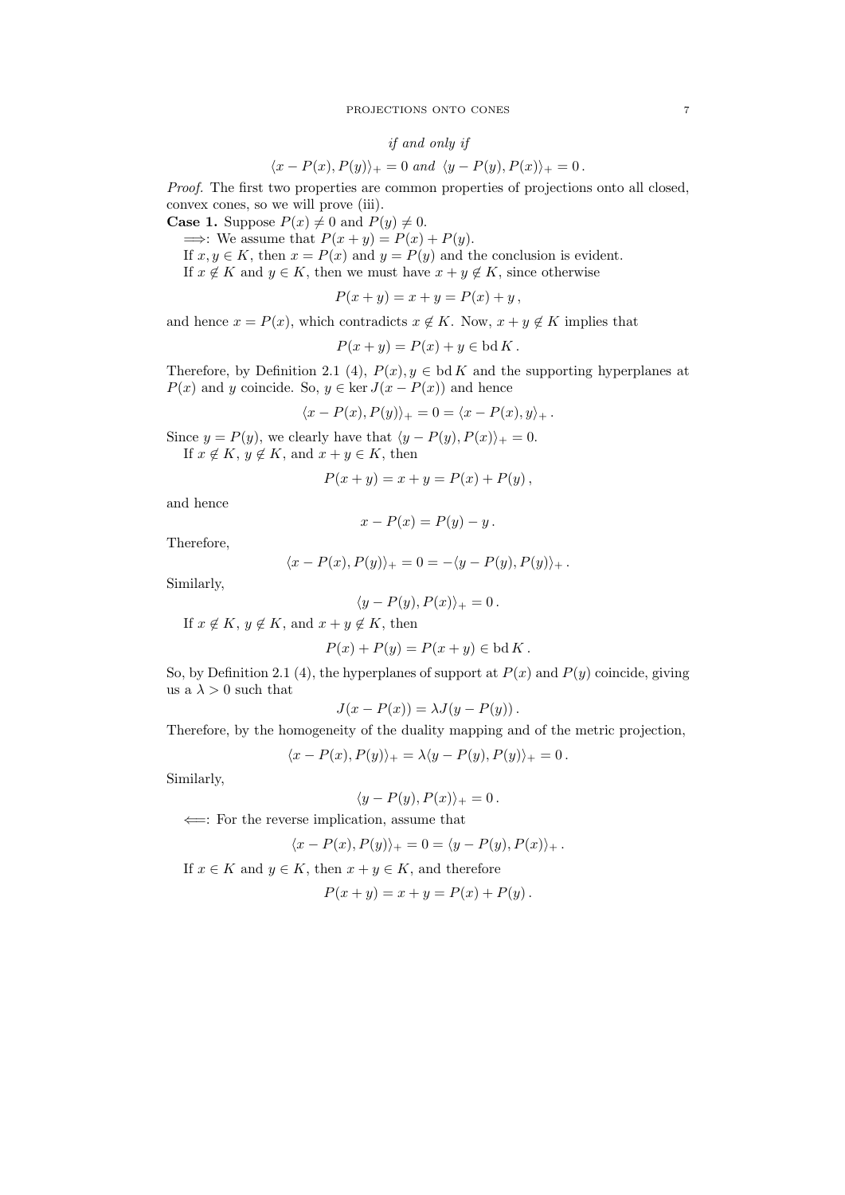*if and only if*

$$\langle x - P(x), P(y)\rangle_+ = 0 \text{ and } \langle y - P(y), P(x)\rangle_+ = 0\,.$$

*Proof.* The first two properties are common properties of projections onto all closed, convex cones, so we will prove (iii).

**Case 1.** Suppose $P(x) \neq 0$ and $P(y) \neq 0$.

$\Longrightarrow$: We assume that $P(x+y) = P(x) + P(y)$.

If $x, y \in K$, then $x = P(x)$ and $y = P(y)$ and the conclusion is evident.

If $x \notin K$ and $y \in K$, then we must have $x + y \notin K$, since otherwise

$$P(x+y) = x + y = P(x) + y\,,$$

and hence $x = P(x)$, which contradicts $x \notin K$. Now, $x + y \notin K$ implies that

$$P(x+y) = P(x) + y \in \operatorname{bd} K\,.$$

Therefore, by Definition 2.1 (4), $P(x), y \in \operatorname{bd} K$ and the supporting hyperplanes at $P(x)$ and $y$ coincide. So, $y \in \ker J(x - P(x))$ and hence

$$\langle x - P(x), P(y)\rangle_+ = 0 = \langle x - P(x), y\rangle_+\,.$$

Since $y = P(y)$, we clearly have that $\langle y - P(y), P(x)\rangle_+ = 0$.

If $x \notin K$, $y \notin K$, and $x + y \in K$, then

$$P(x+y) = x + y = P(x) + P(y)\,,$$

and hence

$$x - P(x) = P(y) - y\,.$$

Therefore,

$$\langle x - P(x), P(y)\rangle_+ = 0 = -\langle y - P(y), P(y)\rangle_+\,.$$

Similarly,

$$\langle y - P(y), P(x)\rangle_+ = 0\,.$$

If $x \notin K$, $y \notin K$, and $x + y \notin K$, then

$$P(x) + P(y) = P(x+y) \in \operatorname{bd} K\,.$$

So, by Definition 2.1 (4), the hyperplanes of support at $P(x)$ and $P(y)$ coincide, giving us a $\lambda > 0$ such that

$$J(x - P(x)) = \lambda J(y - P(y))\,.$$

Therefore, by the homogeneity of the duality mapping and of the metric projection,

$$\langle x - P(x), P(y)\rangle_+ = \lambda\langle y - P(y), P(y)\rangle_+ = 0\,.$$

Similarly,

$$\langle y - P(y), P(x)\rangle_+ = 0\,.$$

$\Longleftarrow$: For the reverse implication, assume that

$$\langle x - P(x), P(y)\rangle_+ = 0 = \langle y - P(y), P(x)\rangle_+\,.$$

If $x \in K$ and $y \in K$, then $x + y \in K$, and therefore

$$P(x+y) = x + y = P(x) + P(y)\,.$$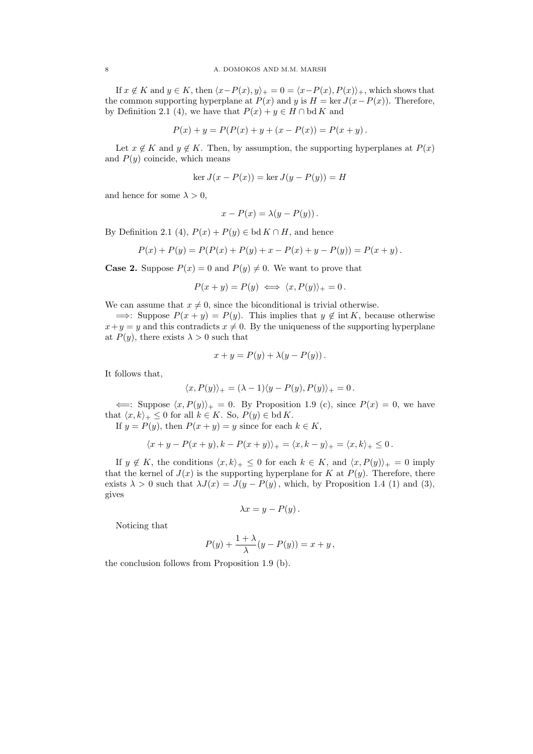If $x \notin K$ and $y \in K$, then $\langle x - P(x), y\rangle_+ = 0 = \langle x - P(x), P(x)\rangle_+$, which shows that the common supporting hyperplane at $P(x)$ and $y$ is $H = \ker J(x - P(x))$. Therefore, by Definition 2.1 (4), we have that $P(x) + y \in H \cap \operatorname{bd} K$ and

$$P(x) + y = P(P(x) + y + (x - P(x)) = P(x + y)\,.$$

Let $x \notin K$ and $y \notin K$. Then, by assumption, the supporting hyperplanes at $P(x)$ and $P(y)$ coincide, which means

$$\ker J(x - P(x)) = \ker J(y - P(y)) = H$$

and hence for some $\lambda > 0$,

$$x - P(x) = \lambda(y - P(y))\,.$$

By Definition 2.1 (4), $P(x) + P(y) \in \operatorname{bd} K \cap H$, and hence

$$P(x) + P(y) = P(P(x) + P(y) + x - P(x) + y - P(y)) = P(x + y)\,.$$

**Case 2.** Suppose $P(x) = 0$ and $P(y) \neq 0$. We want to prove that

$$P(x + y) = P(y) \iff \langle x, P(y)\rangle_+ = 0\,.$$

We can assume that $x \neq 0$, since the biconditional is trivial otherwise.

$\Longrightarrow$: Suppose $P(x + y) = P(y)$. This implies that $y \notin \operatorname{int} K$, because otherwise $x + y = y$ and this contradicts $x \neq 0$. By the uniqueness of the supporting hyperplane at $P(y)$, there exists $\lambda > 0$ such that

$$x + y = P(y) + \lambda(y - P(y))\,.$$

It follows that,

$$\langle x, P(y)\rangle_+ = (\lambda - 1)\langle y - P(y), P(y)\rangle_+ = 0\,.$$

$\Longleftarrow$: Suppose $\langle x, P(y)\rangle_+ = 0$. By Proposition 1.9 (c), since $P(x) = 0$, we have that $\langle x, k\rangle_+ \leq 0$ for all $k \in K$. So, $P(y) \in \operatorname{bd} K$.

If $y = P(y)$, then $P(x + y) = y$ since for each $k \in K$,

$$\langle x + y - P(x + y), k - P(x + y)\rangle_+ = \langle x, k - y\rangle_+ = \langle x, k\rangle_+ \leq 0\,.$$

If $y \notin K$, the conditions $\langle x, k\rangle_+ \leq 0$ for each $k \in K$, and $\langle x, P(y)\rangle_+ = 0$ imply that the kernel of $J(x)$ is the supporting hyperplane for $K$ at $P(y)$. Therefore, there exists $\lambda > 0$ such that $\lambda J(x) = J(y - P(y)$, which, by Proposition 1.4 (1) and (3), gives

$$\lambda x = y - P(y)\,.$$

Noticing that

$$P(y) + \frac{1 + \lambda}{\lambda}(y - P(y)) = x + y\,,$$

the conclusion follows from Proposition 1.9 (b).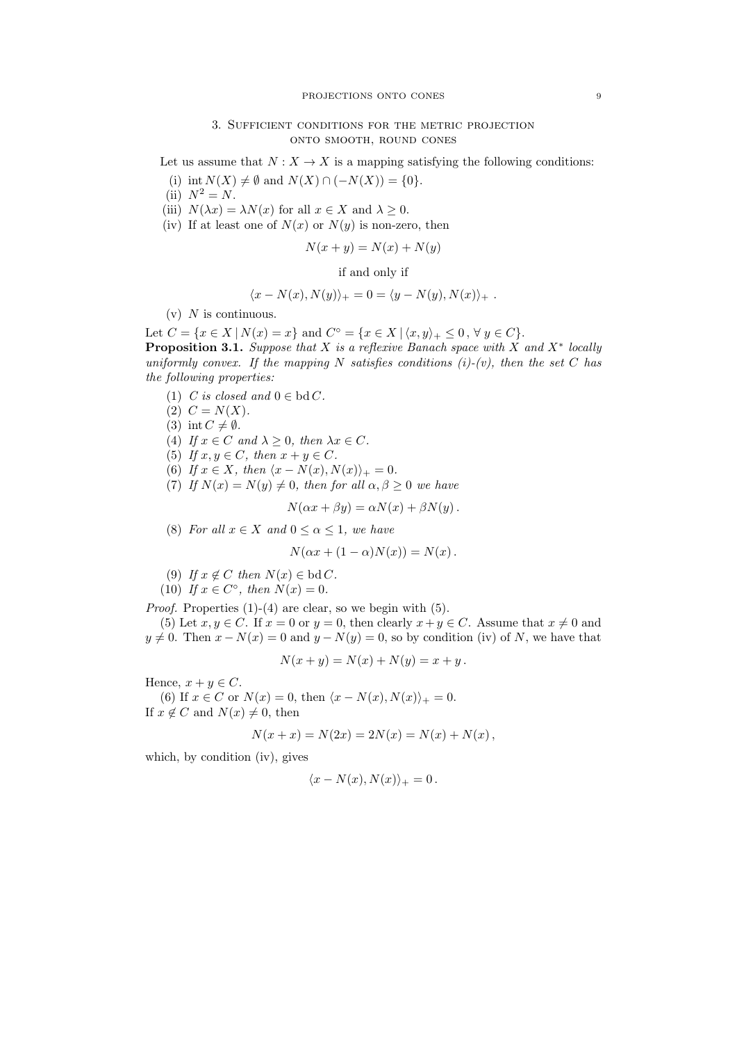## 3. Sufficient conditions for the metric projection onto smooth, round cones

Let us assume that $N : X \to X$ is a mapping satisfying the following conditions:

(i) $\operatorname{int} N(X) \neq \emptyset$ and $N(X) \cap (-N(X)) = \{0\}$.
(ii) $N^2 = N$.
(iii) $N(\lambda x) = \lambda N(x)$ for all $x \in X$ and $\lambda \geq 0$.
(iv) If at least one of $N(x)$ or $N(y)$ is non-zero, then

$$N(x + y) = N(x) + N(y)$$

if and only if

$$\langle x - N(x), N(y)\rangle_+ = 0 = \langle y - N(y), N(x)\rangle_+ \ .$$

(v) $N$ is continuous.

Let $C = \{x \in X \mid N(x) = x\}$ and $C^\circ = \{x \in X \mid \langle x, y\rangle_+ \leq 0 \, , \, \forall \, y \in C\}$.

**Proposition 3.1.** *Suppose that $X$ is a reflexive Banach space with $X$ and $X^*$ locally uniformly convex. If the mapping $N$ satisfies conditions (i)-(v), then the set $C$ has the following properties:*

(1) *$C$ is closed and $0 \in \operatorname{bd} C$.*
(2) *$C = N(X)$.*
(3) *$\operatorname{int} C \neq \emptyset$.*
(4) *If $x \in C$ and $\lambda \geq 0$, then $\lambda x \in C$.*
(5) *If $x, y \in C$, then $x + y \in C$.*
(6) *If $x \in X$, then $\langle x - N(x), N(x)\rangle_+ = 0$.*
(7) *If $N(x) = N(y) \neq 0$, then for all $\alpha, \beta \geq 0$ we have*

$$N(\alpha x + \beta y) = \alpha N(x) + \beta N(y) \, .$$

(8) *For all $x \in X$ and $0 \leq \alpha \leq 1$, we have*

$$N(\alpha x + (1 - \alpha)N(x)) = N(x) \, .$$

(9) *If $x \notin C$ then $N(x) \in \operatorname{bd} C$.*
(10) *If $x \in C^\circ$, then $N(x) = 0$.*

*Proof.* Properties (1)-(4) are clear, so we begin with (5).

(5) Let $x, y \in C$. If $x = 0$ or $y = 0$, then clearly $x + y \in C$. Assume that $x \neq 0$ and $y \neq 0$. Then $x - N(x) = 0$ and $y - N(y) = 0$, so by condition (iv) of $N$, we have that

$$N(x + y) = N(x) + N(y) = x + y \, .$$

Hence, $x + y \in C$.

(6) If $x \in C$ or $N(x) = 0$, then $\langle x - N(x), N(x)\rangle_+ = 0$.
If $x \notin C$ and $N(x) \neq 0$, then

$$N(x + x) = N(2x) = 2N(x) = N(x) + N(x) \, ,$$

which, by condition (iv), gives

$$\langle x - N(x), N(x)\rangle_+ = 0 \, .$$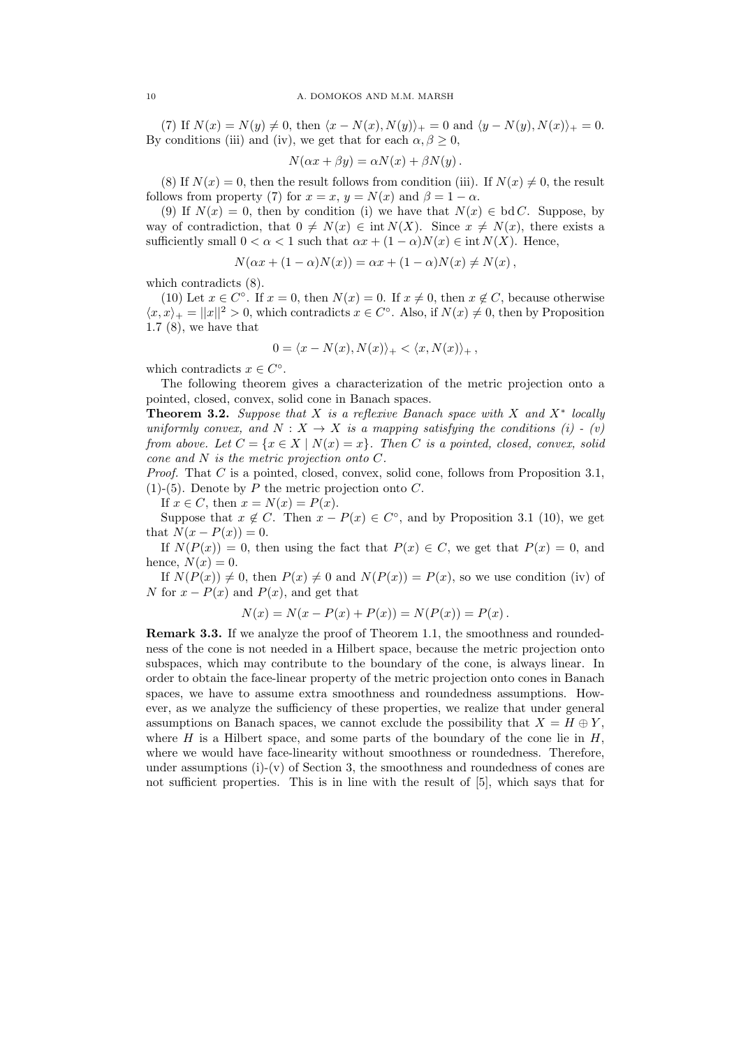(7) If $N(x) = N(y) \neq 0$, then $\langle x - N(x), N(y)\rangle_+ = 0$ and $\langle y - N(y), N(x)\rangle_+ = 0$. By conditions (iii) and (iv), we get that for each $\alpha, \beta \geq 0$,

$$N(\alpha x + \beta y) = \alpha N(x) + \beta N(y) .$$

(8) If $N(x) = 0$, then the result follows from condition (iii). If $N(x) \neq 0$, the result follows from property (7) for $x = x$, $y = N(x)$ and $\beta = 1 - \alpha$.

(9) If $N(x) = 0$, then by condition (i) we have that $N(x) \in \operatorname{bd} C$. Suppose, by way of contradiction, that $0 \neq N(x) \in \operatorname{int} N(X)$. Since $x \neq N(x)$, there exists a sufficiently small $0 < \alpha < 1$ such that $\alpha x + (1 - \alpha)N(x) \in \operatorname{int} N(X)$. Hence,

$$N(\alpha x + (1 - \alpha)N(x)) = \alpha x + (1 - \alpha)N(x) \neq N(x) ,$$

which contradicts (8).

(10) Let $x \in C^\circ$. If $x = 0$, then $N(x) = 0$. If $x \neq 0$, then $x \notin C$, because otherwise $\langle x, x\rangle_+ = ||x||^2 > 0$, which contradicts $x \in C^\circ$. Also, if $N(x) \neq 0$, then by Proposition 1.7 (8), we have that

$$0 = \langle x - N(x), N(x)\rangle_+ < \langle x, N(x)\rangle_+ ,$$

which contradicts $x \in C^\circ$.

The following theorem gives a characterization of the metric projection onto a pointed, closed, convex, solid cone in Banach spaces.

**Theorem 3.2.** *Suppose that $X$ is a reflexive Banach space with $X$ and $X^*$ locally uniformly convex, and $N : X \to X$ is a mapping satisfying the conditions (i) - (v) from above. Let $C = \{x \in X \mid N(x) = x\}$. Then $C$ is a pointed, closed, convex, solid cone and $N$ is the metric projection onto $C$.*

*Proof.* That $C$ is a pointed, closed, convex, solid cone, follows from Proposition 3.1, (1)-(5). Denote by $P$ the metric projection onto $C$.

If $x \in C$, then $x = N(x) = P(x)$.

Suppose that $x \notin C$. Then $x - P(x) \in C^\circ$, and by Proposition 3.1 (10), we get that $N(x - P(x)) = 0$.

If $N(P(x)) = 0$, then using the fact that $P(x) \in C$, we get that $P(x) = 0$, and hence, $N(x) = 0$.

If $N(P(x)) \neq 0$, then $P(x) \neq 0$ and $N(P(x)) = P(x)$, so we use condition (iv) of $N$ for $x - P(x)$ and $P(x)$, and get that

$$N(x) = N(x - P(x) + P(x)) = N(P(x)) = P(x) .$$

**Remark 3.3.** If we analyze the proof of Theorem 1.1, the smoothness and roundedness of the cone is not needed in a Hilbert space, because the metric projection onto subspaces, which may contribute to the boundary of the cone, is always linear. In order to obtain the face-linear property of the metric projection onto cones in Banach spaces, we have to assume extra smoothness and roundedness assumptions. However, as we analyze the sufficiency of these properties, we realize that under general assumptions on Banach spaces, we cannot exclude the possibility that $X = H \oplus Y$, where $H$ is a Hilbert space, and some parts of the boundary of the cone lie in $H$, where we would have face-linearity without smoothness or roundedness. Therefore, under assumptions (i)-(v) of Section 3, the smoothness and roundedness of cones are not sufficient properties. This is in line with the result of [5], which says that for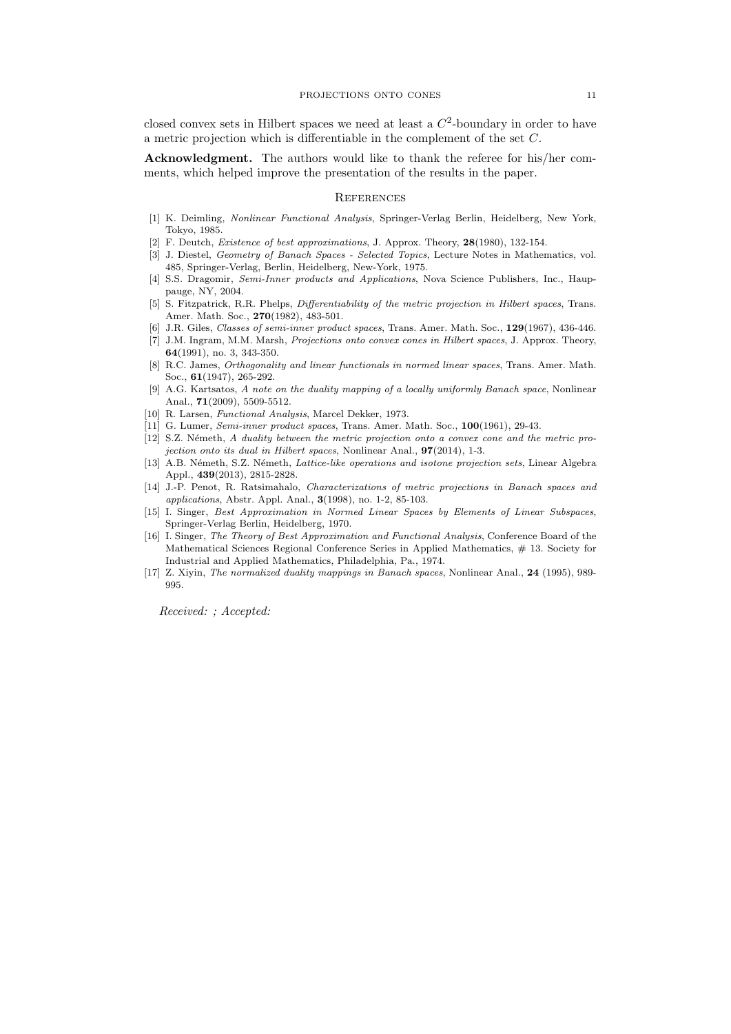closed convex sets in Hilbert spaces we need at least a $C^2$-boundary in order to have a metric projection which is differentiable in the complement of the set $C$.

**Acknowledgment.** The authors would like to thank the referee for his/her comments, which helped improve the presentation of the results in the paper.

## References

[1] K. Deimling, *Nonlinear Functional Analysis*, Springer-Verlag Berlin, Heidelberg, New York, Tokyo, 1985.

[2] F. Deutch, *Existence of best approximations*, J. Approx. Theory, **28**(1980), 132-154.

[3] J. Diestel, *Geometry of Banach Spaces - Selected Topics*, Lecture Notes in Mathematics, vol. 485, Springer-Verlag, Berlin, Heidelberg, New-York, 1975.

[4] S.S. Dragomir, *Semi-Inner products and Applications*, Nova Science Publishers, Inc., Hauppauge, NY, 2004.

[5] S. Fitzpatrick, R.R. Phelps, *Differentiability of the metric projection in Hilbert spaces*, Trans. Amer. Math. Soc., **270**(1982), 483-501.

[6] J.R. Giles, *Classes of semi-inner product spaces*, Trans. Amer. Math. Soc., **129**(1967), 436-446.

[7] J.M. Ingram, M.M. Marsh, *Projections onto convex cones in Hilbert spaces*, J. Approx. Theory, **64**(1991), no. 3, 343-350.

[8] R.C. James, *Orthogonality and linear functionals in normed linear spaces*, Trans. Amer. Math. Soc., **61**(1947), 265-292.

[9] A.G. Kartsatos, *A note on the duality mapping of a locally uniformly Banach space*, Nonlinear Anal., **71**(2009), 5509-5512.

[10] R. Larsen, *Functional Analysis*, Marcel Dekker, 1973.

[11] G. Lumer, *Semi-inner product spaces*, Trans. Amer. Math. Soc., **100**(1961), 29-43.

[12] S.Z. Németh, *A duality between the metric projection onto a convex cone and the metric projection onto its dual in Hilbert spaces*, Nonlinear Anal., **97**(2014), 1-3.

[13] A.B. Németh, S.Z. Németh, *Lattice-like operations and isotone projection sets*, Linear Algebra Appl., **439**(2013), 2815-2828.

[14] J.-P. Penot, R. Ratsimahalo, *Characterizations of metric projections in Banach spaces and applications*, Abstr. Appl. Anal., **3**(1998), no. 1-2, 85-103.

[15] I. Singer, *Best Approximation in Normed Linear Spaces by Elements of Linear Subspaces*, Springer-Verlag Berlin, Heidelberg, 1970.

[16] I. Singer, *The Theory of Best Approximation and Functional Analysis*, Conference Board of the Mathematical Sciences Regional Conference Series in Applied Mathematics, # 13. Society for Industrial and Applied Mathematics, Philadelphia, Pa., 1974.

[17] Z. Xiyin, *The normalized duality mappings in Banach spaces*, Nonlinear Anal., **24** (1995), 989-995.

*Received: ; Accepted:*